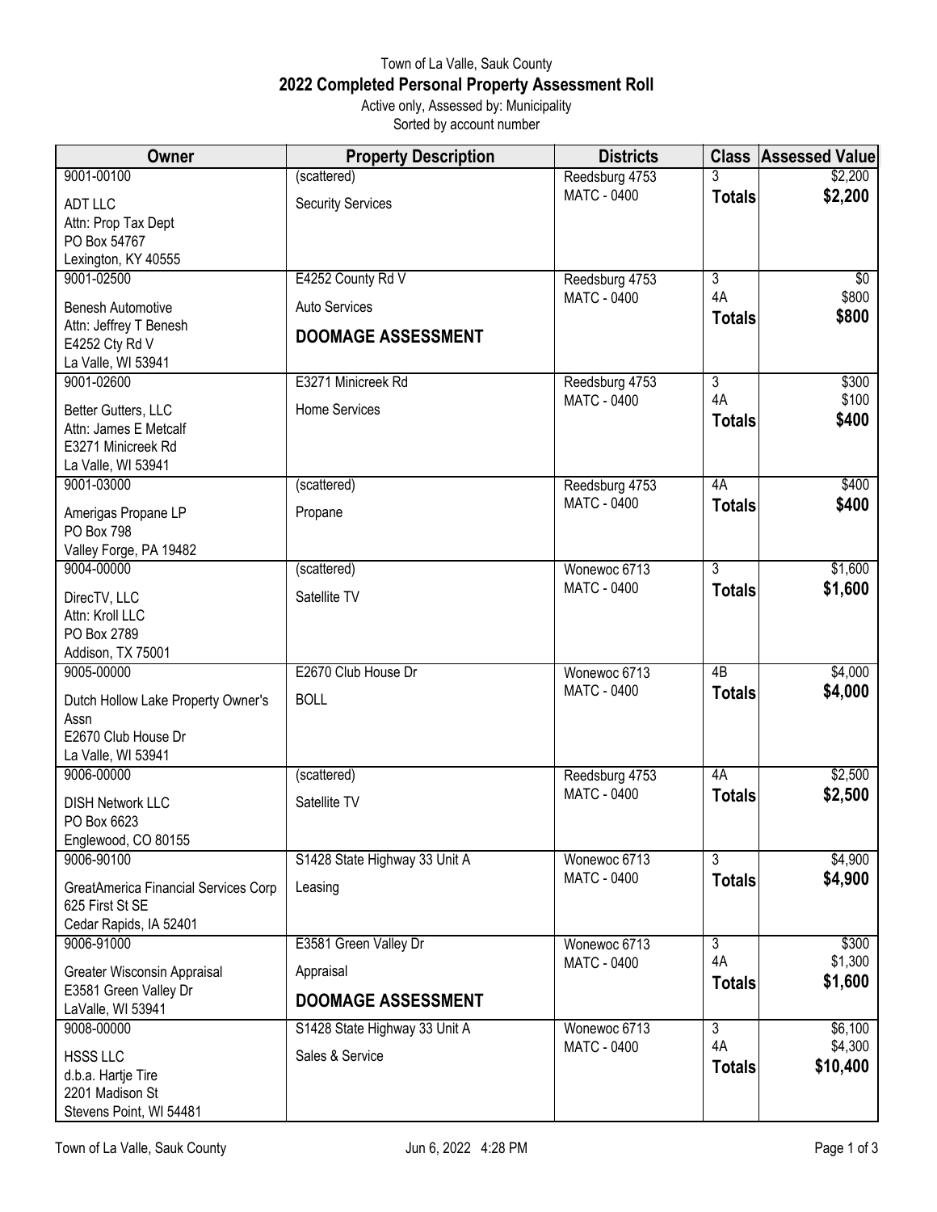Town of La Valle, Sauk County

# 2022 Completed Personal Property Assessment Roll

Active only, Assessed by: Municipality

Sorted by account number

| Owner | Property Description | Districts | Class | Assessed Value |
|---|---|---|---|---|
| 9001-00100<br>ADT LLC<br>Attn: Prop Tax Dept<br>PO Box 54767<br>Lexington, KY 40555 | (scattered)<br>Security Services | Reedsburg 4753<br>MATC - 0400 | 3<br>**Totals** | $2,200<br>**$2,200** |
| 9001-02500<br>Benesh Automotive<br>Attn: Jeffrey T Benesh<br>E4252 Cty Rd V<br>La Valle, WI 53941 | E4252 County Rd V<br>Auto Services<br>**DOOMAGE ASSESSMENT** | Reedsburg 4753<br>MATC - 0400 | 3<br>4A<br>**Totals** | $0<br>$800<br>**$800** |
| 9001-02600<br>Better Gutters, LLC<br>Attn: James E Metcalf<br>E3271 Minicreek Rd<br>La Valle, WI 53941 | E3271 Minicreek Rd<br>Home Services | Reedsburg 4753<br>MATC - 0400 | 3<br>4A<br>**Totals** | $300<br>$100<br>**$400** |
| 9001-03000<br>Amerigas Propane LP<br>PO Box 798<br>Valley Forge, PA 19482 | (scattered)<br>Propane | Reedsburg 4753<br>MATC - 0400 | 4A<br>**Totals** | $400<br>**$400** |
| 9004-00000<br>DirecTV, LLC<br>Attn: Kroll LLC<br>PO Box 2789<br>Addison, TX 75001 | (scattered)<br>Satellite TV | Wonewoc 6713<br>MATC - 0400 | 3<br>**Totals** | $1,600<br>**$1,600** |
| 9005-00000<br>Dutch Hollow Lake Property Owner's Assn<br>E2670 Club House Dr<br>La Valle, WI 53941 | E2670 Club House Dr<br>BOLL | Wonewoc 6713<br>MATC - 0400 | 4B<br>**Totals** | $4,000<br>**$4,000** |
| 9006-00000<br>DISH Network LLC<br>PO Box 6623<br>Englewood, CO 80155 | (scattered)<br>Satellite TV | Reedsburg 4753<br>MATC - 0400 | 4A<br>**Totals** | $2,500<br>**$2,500** |
| 9006-90100<br>GreatAmerica Financial Services Corp<br>625 First St SE<br>Cedar Rapids, IA 52401 | S1428 State Highway 33 Unit A<br>Leasing | Wonewoc 6713<br>MATC - 0400 | 3<br>**Totals** | $4,900<br>**$4,900** |
| 9006-91000<br>Greater Wisconsin Appraisal<br>E3581 Green Valley Dr<br>LaValle, WI 53941 | E3581 Green Valley Dr<br>Appraisal<br>**DOOMAGE ASSESSMENT** | Wonewoc 6713<br>MATC - 0400 | 3<br>4A<br>**Totals** | $300<br>$1,300<br>**$1,600** |
| 9008-00000<br>HSSS LLC<br>d.b.a. Hartje Tire<br>2201 Madison St<br>Stevens Point, WI 54481 | S1428 State Highway 33 Unit A<br>Sales & Service | Wonewoc 6713<br>MATC - 0400 | 3<br>4A<br>**Totals** | $6,100<br>$4,300<br>**$10,400** |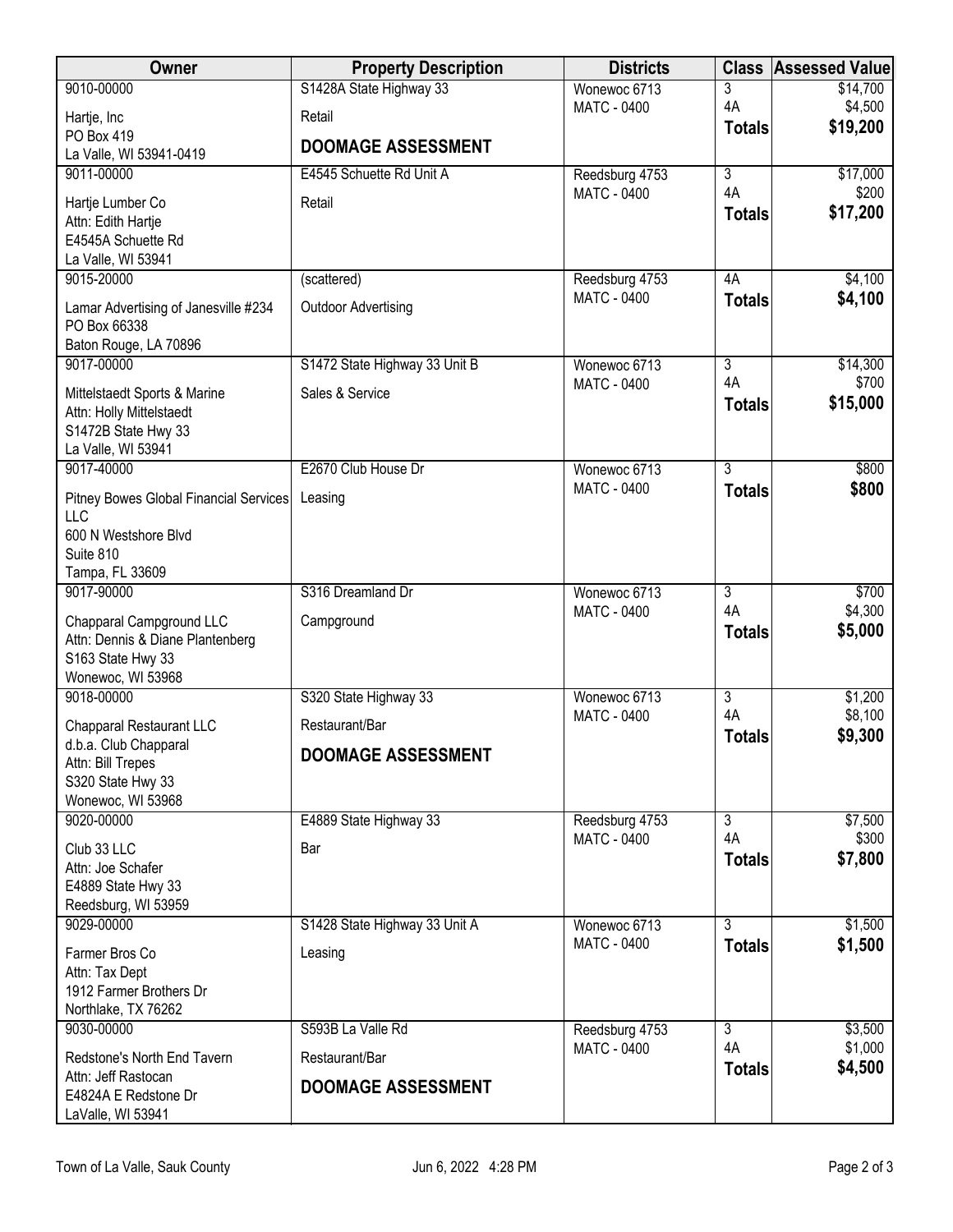| Owner | Property Description | Districts | Class | Assessed Value |
|---|---|---|---|---|
| 9010-00000<br>Hartje, Inc<br>PO Box 419<br>La Valle, WI 53941-0419 | S1428A State Highway 33<br>Retail<br>**DOOMAGE ASSESSMENT** | Wonewoc 6713<br>MATC - 0400 | 3<br>4A<br>**Totals** | $14,700<br>$4,500<br>**$19,200** |
| 9011-00000<br>Hartje Lumber Co<br>Attn: Edith Hartje<br>E4545A Schuette Rd<br>La Valle, WI 53941 | E4545 Schuette Rd Unit A<br>Retail | Reedsburg 4753<br>MATC - 0400 | 3<br>4A<br>**Totals** | $17,000<br>$200<br>**$17,200** |
| 9015-20000<br>Lamar Advertising of Janesville #234<br>PO Box 66338<br>Baton Rouge, LA 70896 | (scattered)<br>Outdoor Advertising | Reedsburg 4753<br>MATC - 0400 | 4A<br>**Totals** | $4,100<br>**$4,100** |
| 9017-00000<br>Mittelstaedt Sports & Marine<br>Attn: Holly Mittelstaedt<br>S1472B State Hwy 33<br>La Valle, WI 53941 | S1472 State Highway 33 Unit B<br>Sales & Service | Wonewoc 6713<br>MATC - 0400 | 3<br>4A<br>**Totals** | $14,300<br>$700<br>**$15,000** |
| 9017-40000<br>Pitney Bowes Global Financial Services LLC<br>600 N Westshore Blvd<br>Suite 810<br>Tampa, FL 33609 | E2670 Club House Dr<br>Leasing | Wonewoc 6713<br>MATC - 0400 | 3<br>**Totals** | $800<br>**$800** |
| 9017-90000<br>Chapparal Campground LLC<br>Attn: Dennis & Diane Plantenberg<br>S163 State Hwy 33<br>Wonewoc, WI 53968 | S316 Dreamland Dr<br>Campground | Wonewoc 6713<br>MATC - 0400 | 3<br>4A<br>**Totals** | $700<br>$4,300<br>**$5,000** |
| 9018-00000<br>Chapparal Restaurant LLC<br>d.b.a. Club Chapparal<br>Attn: Bill Trepes<br>S320 State Hwy 33<br>Wonewoc, WI 53968 | S320 State Highway 33<br>Restaurant/Bar<br>**DOOMAGE ASSESSMENT** | Wonewoc 6713<br>MATC - 0400 | 3<br>4A<br>**Totals** | $1,200<br>$8,100<br>**$9,300** |
| 9020-00000<br>Club 33 LLC<br>Attn: Joe Schafer<br>E4889 State Hwy 33<br>Reedsburg, WI 53959 | E4889 State Highway 33<br>Bar | Reedsburg 4753<br>MATC - 0400 | 3<br>4A<br>**Totals** | $7,500<br>$300<br>**$7,800** |
| 9029-00000<br>Farmer Bros Co<br>Attn: Tax Dept<br>1912 Farmer Brothers Dr<br>Northlake, TX 76262 | S1428 State Highway 33 Unit A<br>Leasing | Wonewoc 6713<br>MATC - 0400 | 3<br>**Totals** | $1,500<br>**$1,500** |
| 9030-00000<br>Redstone's North End Tavern<br>Attn: Jeff Rastocan<br>E4824A E Redstone Dr<br>LaValle, WI 53941 | S593B La Valle Rd<br>Restaurant/Bar<br>**DOOMAGE ASSESSMENT** | Reedsburg 4753<br>MATC - 0400 | 3<br>4A<br>**Totals** | $3,500<br>$1,000<br>**$4,500** |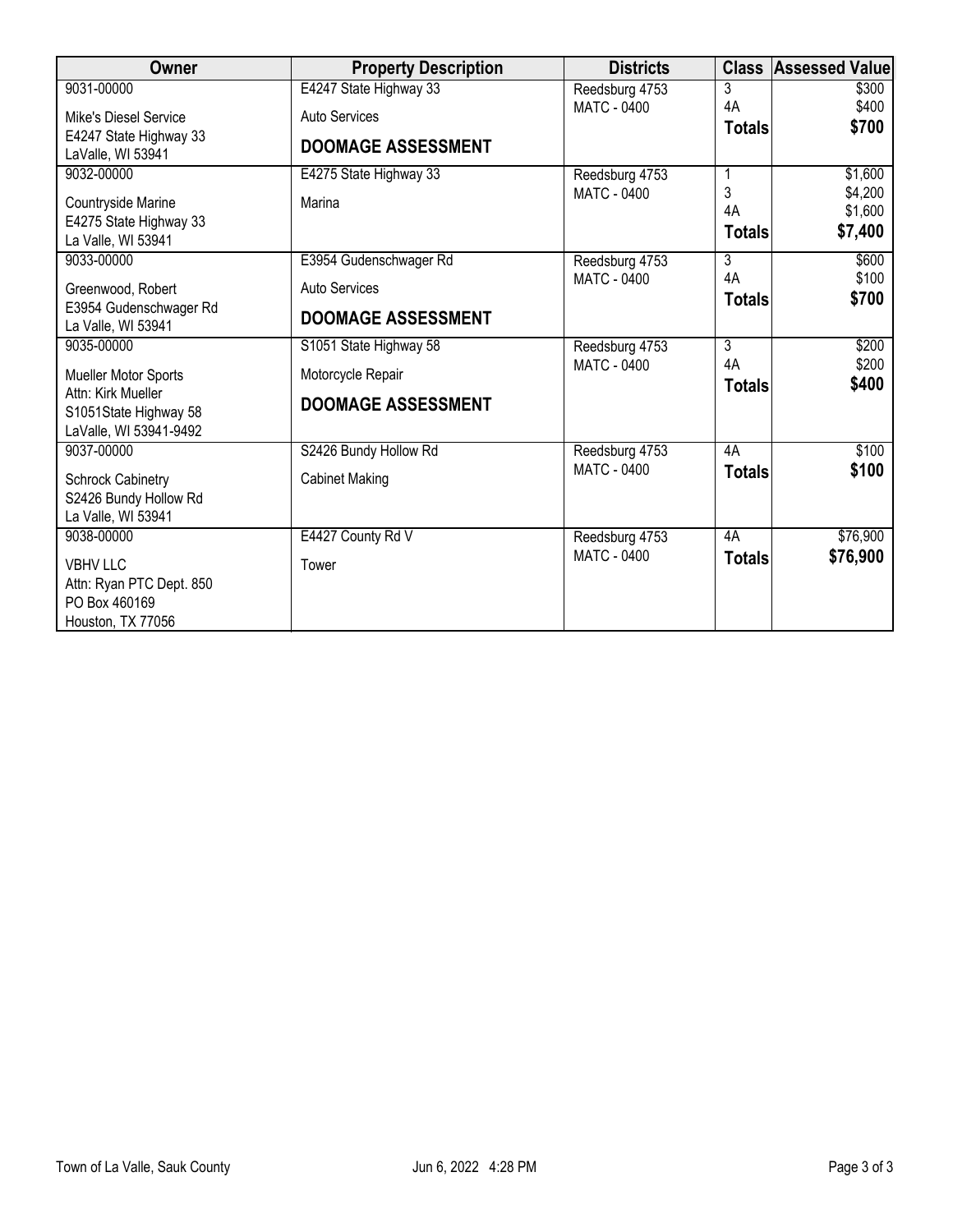| Owner | Property Description | Districts | Class | Assessed Value |
|---|---|---|---|---|
| 9031-00000<br>Mike's Diesel Service<br>E4247 State Highway 33<br>LaValle, WI 53941 | E4247 State Highway 33<br>Auto Services<br>**DOOMAGE ASSESSMENT** | Reedsburg 4753<br>MATC - 0400 | 3<br>4A<br>**Totals** | $300<br>$400<br>**$700** |
| 9032-00000<br>Countryside Marine<br>E4275 State Highway 33<br>La Valle, WI 53941 | E4275 State Highway 33<br>Marina | Reedsburg 4753<br>MATC - 0400 | 1<br>3<br>4A<br>**Totals** | $1,600<br>$4,200<br>$1,600<br>**$7,400** |
| 9033-00000<br>Greenwood, Robert<br>E3954 Gudenschwager Rd<br>La Valle, WI 53941 | E3954 Gudenschwager Rd<br>Auto Services<br>**DOOMAGE ASSESSMENT** | Reedsburg 4753<br>MATC - 0400 | 3<br>4A<br>**Totals** | $600<br>$100<br>**$700** |
| 9035-00000<br>Mueller Motor Sports<br>Attn: Kirk Mueller<br>S1051State Highway 58<br>LaValle, WI 53941-9492 | S1051 State Highway 58<br>Motorcycle Repair<br>**DOOMAGE ASSESSMENT** | Reedsburg 4753<br>MATC - 0400 | 3<br>4A<br>**Totals** | $200<br>$200<br>**$400** |
| 9037-00000<br>Schrock Cabinetry<br>S2426 Bundy Hollow Rd<br>La Valle, WI 53941 | S2426 Bundy Hollow Rd<br>Cabinet Making | Reedsburg 4753<br>MATC - 0400 | 4A<br>**Totals** | $100<br>**$100** |
| 9038-00000<br>VBHV LLC<br>Attn: Ryan PTC Dept. 850<br>PO Box 460169<br>Houston, TX 77056 | E4427 County Rd V<br>Tower | Reedsburg 4753<br>MATC - 0400 | 4A<br>**Totals** | $76,900<br>**$76,900** |